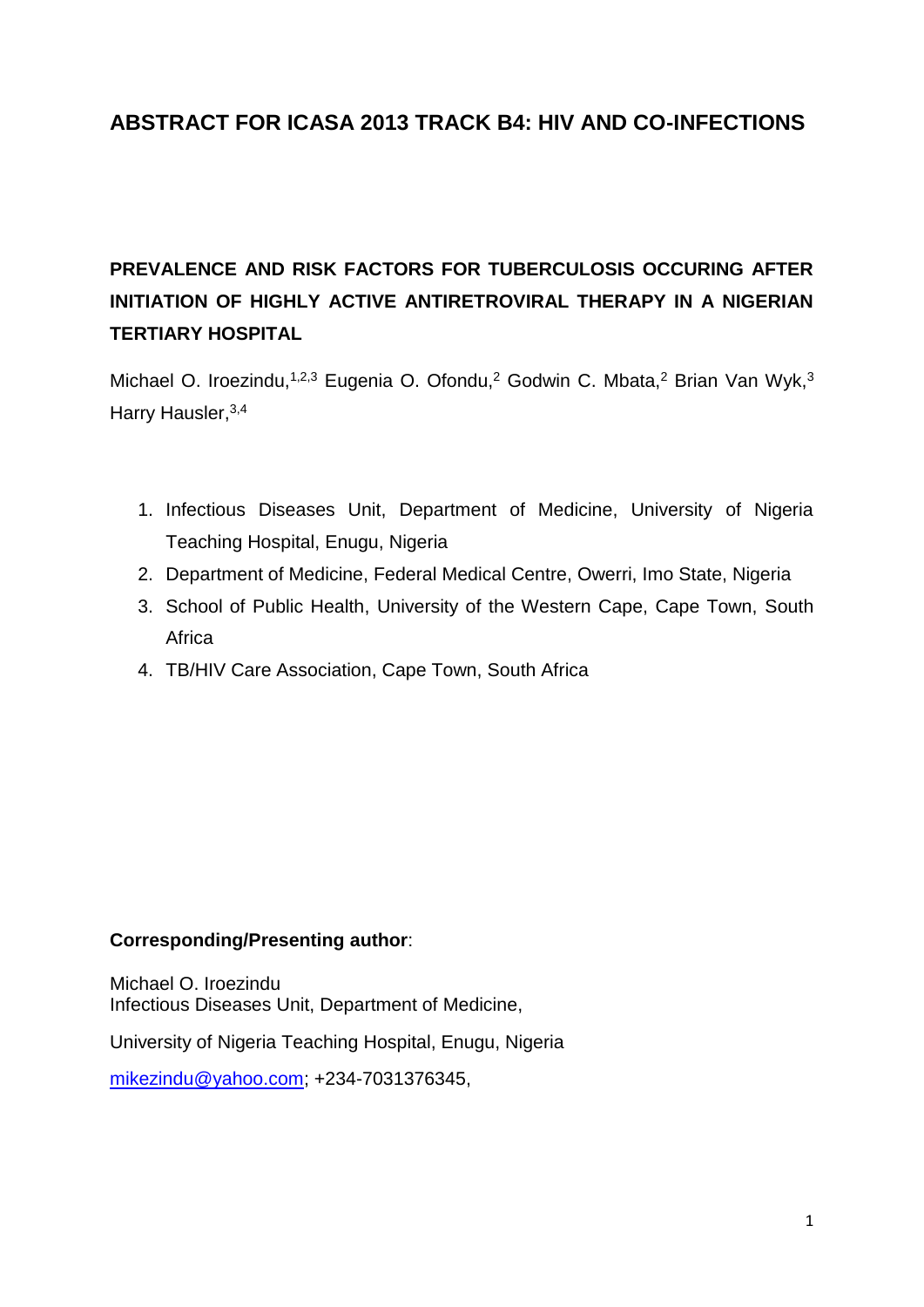# ABSTRACT FOR ICASA 2013 TRACK B4: HIV AND CO-INFECTIONS

## PREVALENCE AND RISK FACTORS FOR TUBERCULOSIS OCCURING AFTER INITIATION OF HIGHLY ACTIVE ANTIRETROVIRAL THERAPY IN A NIGERIAN TERTIARY HOSPITAL

Michael O. Iroezindu,[1,2,3] Eugenia O. Ofondu,[2] Godwin C. Mbata,[2] Brian Van Wyk,[3] Harry Hausler,[3,4]

1. Infectious Diseases Unit, Department of Medicine, University of Nigeria Teaching Hospital, Enugu, Nigeria
2. Department of Medicine, Federal Medical Centre, Owerri, Imo State, Nigeria
3. School of Public Health, University of the Western Cape, Cape Town, South Africa
4. TB/HIV Care Association, Cape Town, South Africa

**Corresponding/Presenting author**:

Michael O. Iroezindu
Infectious Diseases Unit, Department of Medicine,

University of Nigeria Teaching Hospital, Enugu, Nigeria

mikezindu@yahoo.com; +234-7031376345,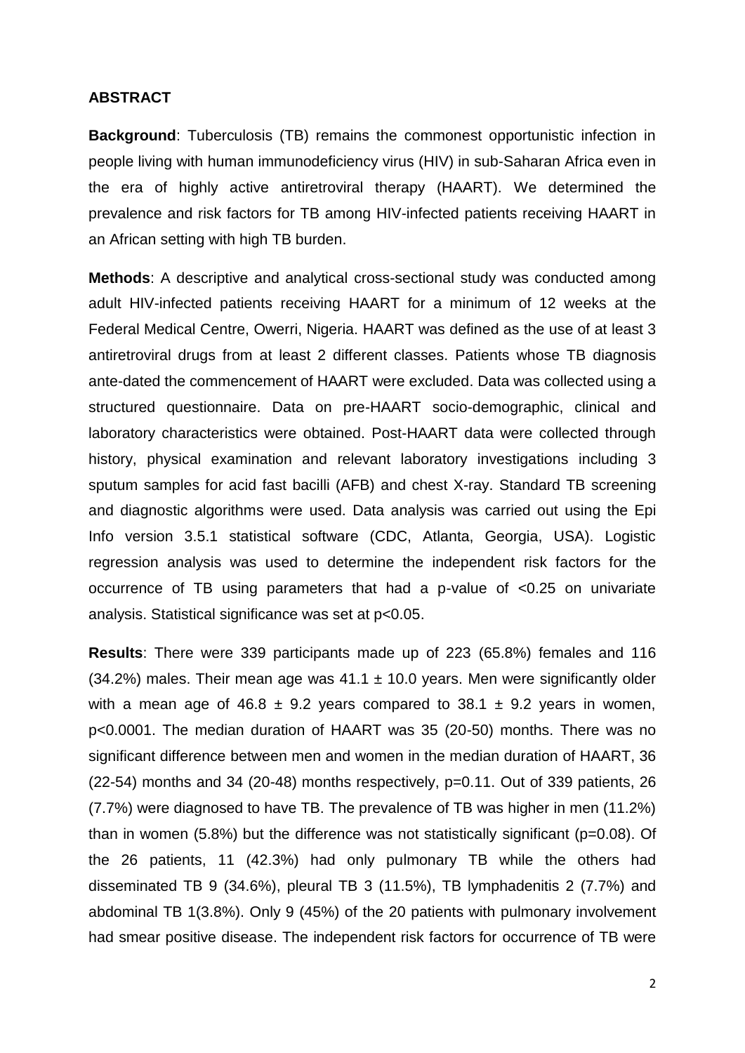## ABSTRACT

**Background**: Tuberculosis (TB) remains the commonest opportunistic infection in people living with human immunodeficiency virus (HIV) in sub-Saharan Africa even in the era of highly active antiretroviral therapy (HAART). We determined the prevalence and risk factors for TB among HIV-infected patients receiving HAART in an African setting with high TB burden.

**Methods**: A descriptive and analytical cross-sectional study was conducted among adult HIV-infected patients receiving HAART for a minimum of 12 weeks at the Federal Medical Centre, Owerri, Nigeria. HAART was defined as the use of at least 3 antiretroviral drugs from at least 2 different classes. Patients whose TB diagnosis ante-dated the commencement of HAART were excluded. Data was collected using a structured questionnaire. Data on pre-HAART socio-demographic, clinical and laboratory characteristics were obtained. Post-HAART data were collected through history, physical examination and relevant laboratory investigations including 3 sputum samples for acid fast bacilli (AFB) and chest X-ray. Standard TB screening and diagnostic algorithms were used. Data analysis was carried out using the Epi Info version 3.5.1 statistical software (CDC, Atlanta, Georgia, USA). Logistic regression analysis was used to determine the independent risk factors for the occurrence of TB using parameters that had a p-value of <0.25 on univariate analysis. Statistical significance was set at p<0.05.

**Results**: There were 339 participants made up of 223 (65.8%) females and 116 (34.2%) males. Their mean age was 41.1 ± 10.0 years. Men were significantly older with a mean age of 46.8 ± 9.2 years compared to 38.1 ± 9.2 years in women, p<0.0001. The median duration of HAART was 35 (20-50) months. There was no significant difference between men and women in the median duration of HAART, 36 (22-54) months and 34 (20-48) months respectively, p=0.11. Out of 339 patients, 26 (7.7%) were diagnosed to have TB. The prevalence of TB was higher in men (11.2%) than in women (5.8%) but the difference was not statistically significant (p=0.08). Of the 26 patients, 11 (42.3%) had only pulmonary TB while the others had disseminated TB 9 (34.6%), pleural TB 3 (11.5%), TB lymphadenitis 2 (7.7%) and abdominal TB 1(3.8%). Only 9 (45%) of the 20 patients with pulmonary involvement had smear positive disease. The independent risk factors for occurrence of TB were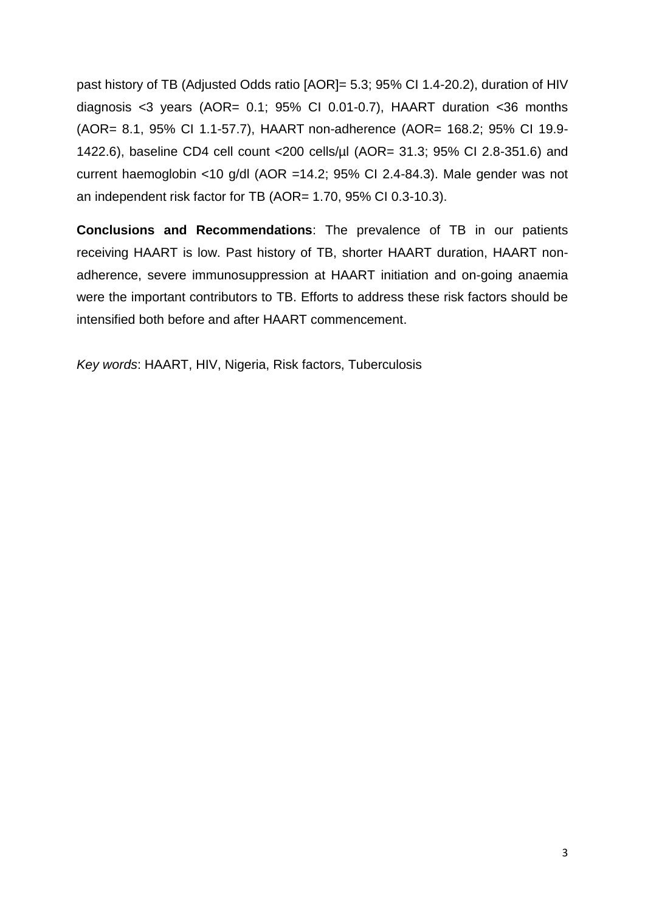past history of TB (Adjusted Odds ratio [AOR]= 5.3; 95% CI 1.4-20.2), duration of HIV diagnosis <3 years (AOR= 0.1; 95% CI 0.01-0.7), HAART duration <36 months (AOR= 8.1, 95% CI 1.1-57.7), HAART non-adherence (AOR= 168.2; 95% CI 19.9-1422.6), baseline CD4 cell count <200 cells/µl (AOR= 31.3; 95% CI 2.8-351.6) and current haemoglobin <10 g/dl (AOR =14.2; 95% CI 2.4-84.3). Male gender was not an independent risk factor for TB (AOR= 1.70, 95% CI 0.3-10.3).

**Conclusions and Recommendations**: The prevalence of TB in our patients receiving HAART is low. Past history of TB, shorter HAART duration, HAART non-adherence, severe immunosuppression at HAART initiation and on-going anaemia were the important contributors to TB. Efforts to address these risk factors should be intensified both before and after HAART commencement.

*Key words*: HAART, HIV, Nigeria, Risk factors, Tuberculosis